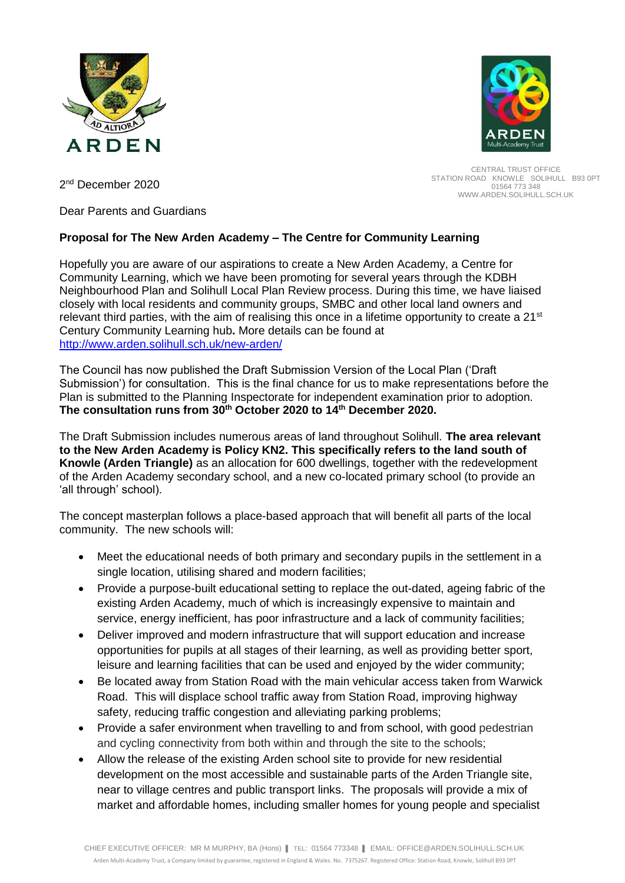CENTRAL TRUST OFFICE
STATION ROAD KNOWLE SOLIHULL B93 0PT
01564 773 348
WWW.ARDEN.SOLIHULL.SCH.UK

2nd December 2020

Dear Parents and Guardians

**Proposal for The New Arden Academy – The Centre for Community Learning**

Hopefully you are aware of our aspirations to create a New Arden Academy, a Centre for Community Learning, which we have been promoting for several years through the KDBH Neighbourhood Plan and Solihull Local Plan Review process. During this time, we have liaised closely with local residents and community groups, SMBC and other local land owners and relevant third parties, with the aim of realising this once in a lifetime opportunity to create a 21st Century Community Learning hub**.** More details can be found at [http://www.arden.solihull.sch.uk/new-arden/](http://www.arden.solihull.sch.uk/new-arden/)

The Council has now published the Draft Submission Version of the Local Plan ('Draft Submission') for consultation. This is the final chance for us to make representations before the Plan is submitted to the Planning Inspectorate for independent examination prior to adoption. **The consultation runs from 30th October 2020 to 14th December 2020.**

The Draft Submission includes numerous areas of land throughout Solihull. **The area relevant to the New Arden Academy is Policy KN2. This specifically refers to the land south of Knowle (Arden Triangle)** as an allocation for 600 dwellings, together with the redevelopment of the Arden Academy secondary school, and a new co-located primary school (to provide an 'all through' school).

The concept masterplan follows a place-based approach that will benefit all parts of the local community. The new schools will:

- Meet the educational needs of both primary and secondary pupils in the settlement in a single location, utilising shared and modern facilities;
- Provide a purpose-built educational setting to replace the out-dated, ageing fabric of the existing Arden Academy, much of which is increasingly expensive to maintain and service, energy inefficient, has poor infrastructure and a lack of community facilities;
- Deliver improved and modern infrastructure that will support education and increase opportunities for pupils at all stages of their learning, as well as providing better sport, leisure and learning facilities that can be used and enjoyed by the wider community;
- Be located away from Station Road with the main vehicular access taken from Warwick Road. This will displace school traffic away from Station Road, improving highway safety, reducing traffic congestion and alleviating parking problems;
- Provide a safer environment when travelling to and from school, with good pedestrian and cycling connectivity from both within and through the site to the schools;
- Allow the release of the existing Arden school site to provide for new residential development on the most accessible and sustainable parts of the Arden Triangle site, near to village centres and public transport links. The proposals will provide a mix of market and affordable homes, including smaller homes for young people and specialist

CHIEF EXECUTIVE OFFICER: MR M MURPHY, BA (Hons) | TEL: 01564 773348 | EMAIL: OFFICE@ARDEN.SOLIHULL.SCH.UK
Arden Multi-Academy Trust, a Company limited by guarantee, registered in England & Wales. No. 7375267. Registered Office: Station Road, Knowle, Solihull B93 0PT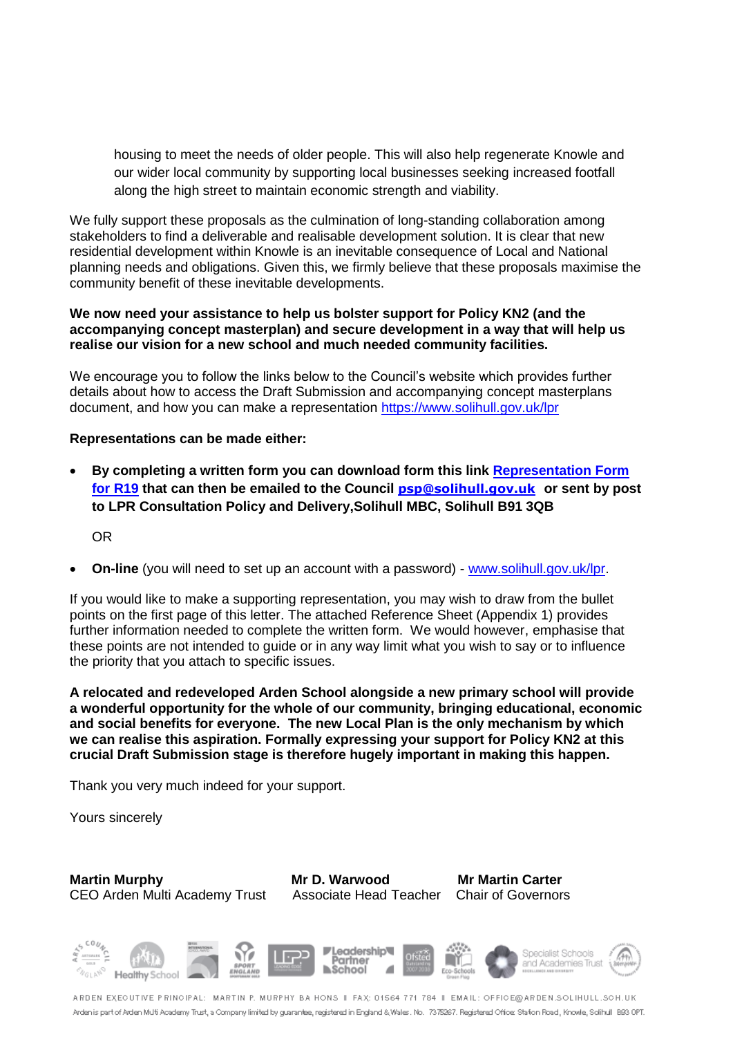housing to meet the needs of older people. This will also help regenerate Knowle and our wider local community by supporting local businesses seeking increased footfall along the high street to maintain economic strength and viability.

We fully support these proposals as the culmination of long-standing collaboration among stakeholders to find a deliverable and realisable development solution. It is clear that new residential development within Knowle is an inevitable consequence of Local and National planning needs and obligations. Given this, we firmly believe that these proposals maximise the community benefit of these inevitable developments.

**We now need your assistance to help us bolster support for Policy KN2 (and the accompanying concept masterplan) and secure development in a way that will help us realise our vision for a new school and much needed community facilities.**

We encourage you to follow the links below to the Council's website which provides further details about how to access the Draft Submission and accompanying concept masterplans document, and how you can make a representation https://www.solihull.gov.uk/lpr

**Representations can be made either:**

- **By completing a written form you can download form this link Representation Form for R19 that can then be emailed to the Council psp@solihull.gov.uk or sent by post to LPR Consultation Policy and Delivery,Solihull MBC, Solihull B91 3QB**

  OR

- **On-line** (you will need to set up an account with a password) - www.solihull.gov.uk/lpr.

If you would like to make a supporting representation, you may wish to draw from the bullet points on the first page of this letter. The attached Reference Sheet (Appendix 1) provides further information needed to complete the written form. We would however, emphasise that these points are not intended to guide or in any way limit what you wish to say or to influence the priority that you attach to specific issues.

**A relocated and redeveloped Arden School alongside a new primary school will provide a wonderful opportunity for the whole of our community, bringing educational, economic and social benefits for everyone. The new Local Plan is the only mechanism by which we can realise this aspiration. Formally expressing your support for Policy KN2 at this crucial Draft Submission stage is therefore hugely important in making this happen.**

Thank you very much indeed for your support.

Yours sincerely

**Martin Murphy**
CEO Arden Multi Academy Trust

**Mr D. Warwood**
Associate Head Teacher

**Mr Martin Carter**
Chair of Governors

ARDEN EXECUTIVE PRINCIPAL: MARTIN P. MURPHY BA HONS | FAX: 01564 771 784 | EMAIL: OFFICE@ARDEN.SOLIHULL.SCH.UK

Arden is part of Arden Multi Academy Trust, a Company limited by guarantee, registered in England & Wales. No. 7375267. Registered Office: Station Road, Knowle, Solihull B93 0PT.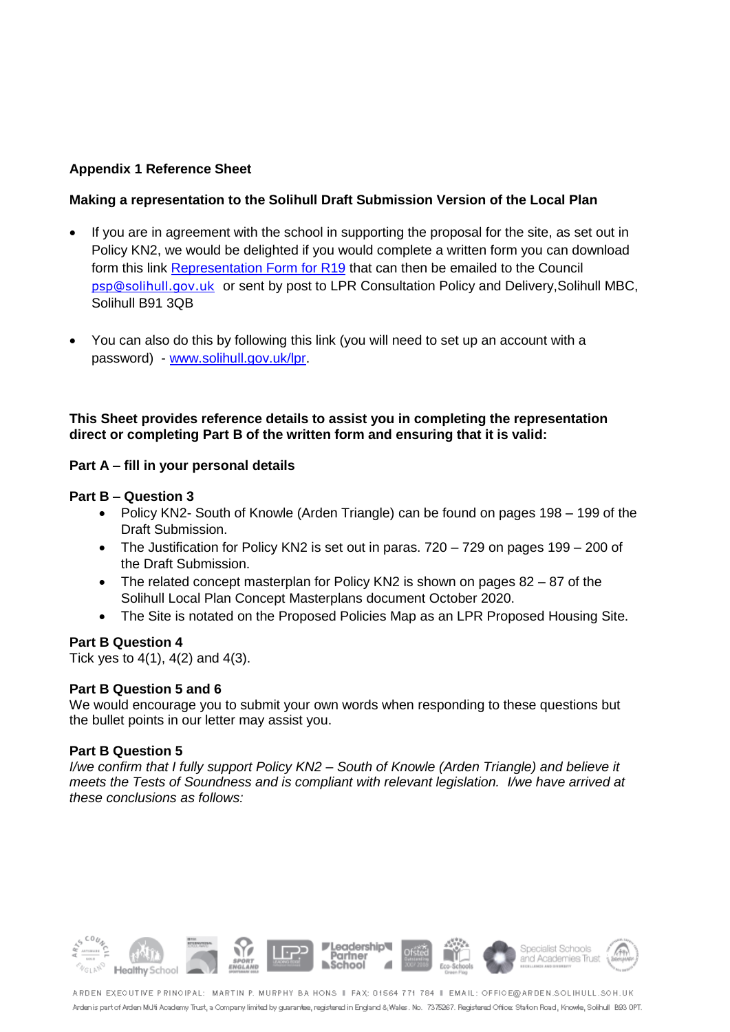**Appendix 1 Reference Sheet**

**Making a representation to the Solihull Draft Submission Version of the Local Plan**

- If you are in agreement with the school in supporting the proposal for the site, as set out in Policy KN2, we would be delighted if you would complete a written form you can download form this link [Representation Form for R19] that can then be emailed to the Council [psp@solihull.gov.uk] or sent by post to LPR Consultation Policy and Delivery,Solihull MBC, Solihull B91 3QB

- You can also do this by following this link (you will need to set up an account with a password) - [www.solihull.gov.uk/lpr].

**This Sheet provides reference details to assist you in completing the representation direct or completing Part B of the written form and ensuring that it is valid:**

**Part A – fill in your personal details**

**Part B – Question 3**

- Policy KN2- South of Knowle (Arden Triangle) can be found on pages 198 – 199 of the Draft Submission.
- The Justification for Policy KN2 is set out in paras. 720 – 729 on pages 199 – 200 of the Draft Submission.
- The related concept masterplan for Policy KN2 is shown on pages 82 – 87 of the Solihull Local Plan Concept Masterplans document October 2020.
- The Site is notated on the Proposed Policies Map as an LPR Proposed Housing Site.

**Part B Question 4**

Tick yes to 4(1), 4(2) and 4(3).

**Part B Question 5 and 6**

We would encourage you to submit your own words when responding to these questions but the bullet points in our letter may assist you.

**Part B Question 5**

*I/we confirm that I fully support Policy KN2 – South of Knowle (Arden Triangle) and believe it meets the Tests of Soundness and is compliant with relevant legislation. I/we have arrived at these conclusions as follows:*

ARDEN EXECUTIVE PRINCIPAL: MARTIN P. MURPHY BA HONS | FAX: 01564 771 784 | EMAIL: OFFICE@ARDEN.SOLIHULL.SCH.UK

Arden is part of Arden Multi Academy Trust, a Company limited by guarantee, registered in England & Wales. No. 7375267. Registered Office: Station Road, Knowle, Solihull B93 0PT.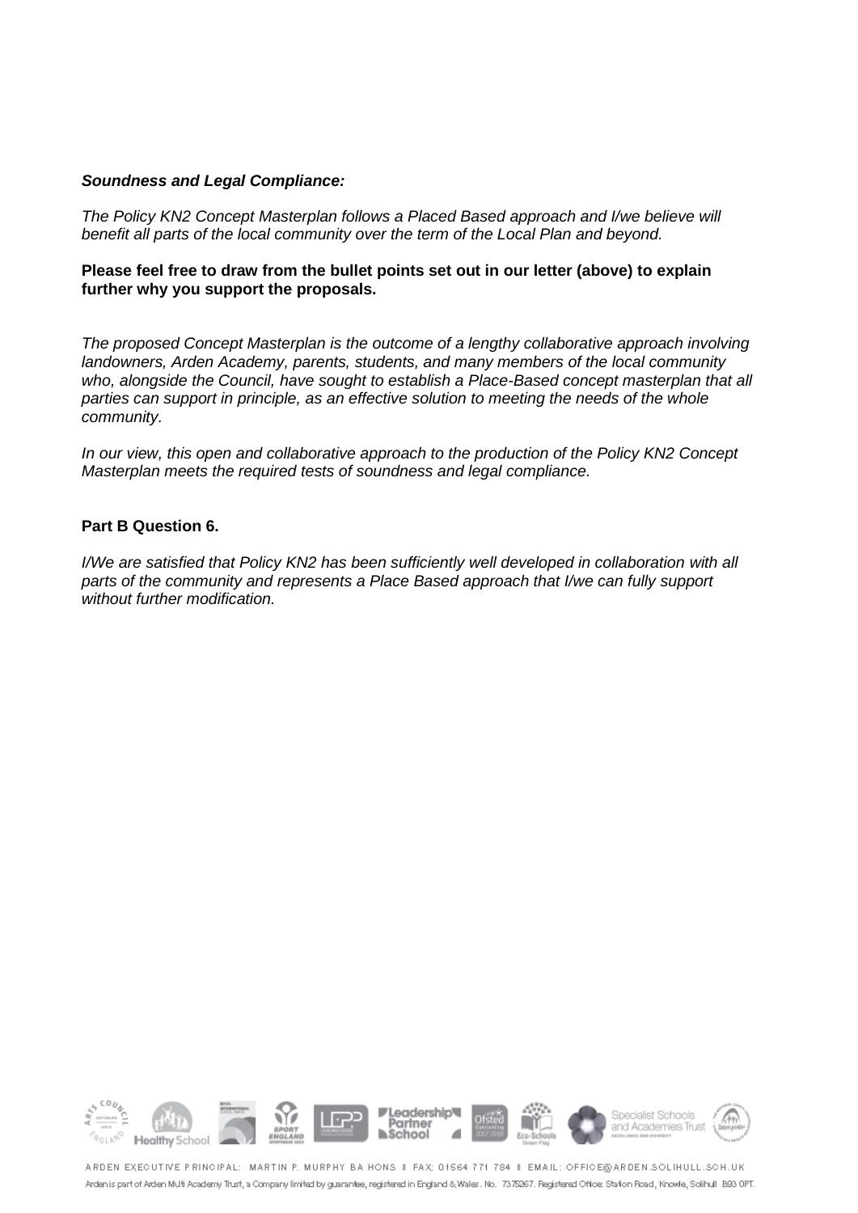***Soundness and Legal Compliance:***

*The Policy KN2 Concept Masterplan follows a Placed Based approach and I/we believe will benefit all parts of the local community over the term of the Local Plan and beyond.*

**Please feel free to draw from the bullet points set out in our letter (above) to explain further why you support the proposals.**

*The proposed Concept Masterplan is the outcome of a lengthy collaborative approach involving landowners, Arden Academy, parents, students, and many members of the local community who, alongside the Council, have sought to establish a Place-Based concept masterplan that all parties can support in principle, as an effective solution to meeting the needs of the whole community.*

*In our view, this open and collaborative approach to the production of the Policy KN2 Concept Masterplan meets the required tests of soundness and legal compliance.*

**Part B Question 6.**

*I/We are satisfied that Policy KN2 has been sufficiently well developed in collaboration with all parts of the community and represents a Place Based approach that I/we can fully support without further modification.*